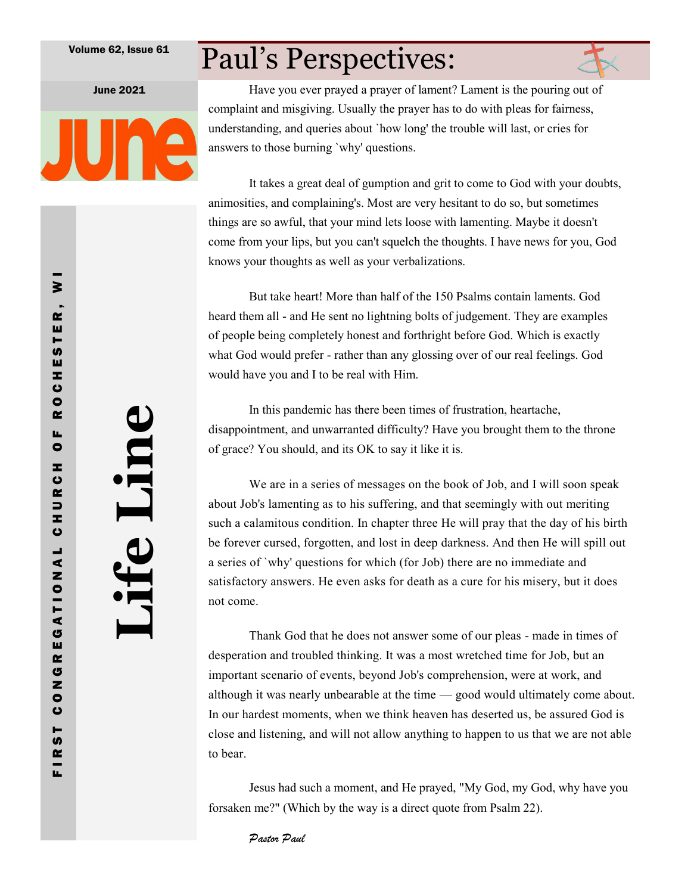Volume 62, Issue 61

June 2021

JUNE

FIRST CONGREGATIONAL CHURCH OF ROCHESTER, WI

# Life Line

## Paul's Perspectives:

Have you ever prayed a prayer of lament? Lament is the pouring out of complaint and misgiving. Usually the prayer has to do with pleas for fairness, understanding, and queries about `how long' the trouble will last, or cries for answers to those burning `why' questions.

It takes a great deal of gumption and grit to come to God with your doubts, animosities, and complaining's. Most are very hesitant to do so, but sometimes things are so awful, that your mind lets loose with lamenting. Maybe it doesn't come from your lips, but you can't squelch the thoughts. I have news for you, God knows your thoughts as well as your verbalizations.

But take heart! More than half of the 150 Psalms contain laments. God heard them all - and He sent no lightning bolts of judgement. They are examples of people being completely honest and forthright before God. Which is exactly what God would prefer - rather than any glossing over of our real feelings. God would have you and I to be real with Him.

In this pandemic has there been times of frustration, heartache, disappointment, and unwarranted difficulty? Have you brought them to the throne of grace? You should, and its OK to say it like it is.

We are in a series of messages on the book of Job, and I will soon speak about Job's lamenting as to his suffering, and that seemingly with out meriting such a calamitous condition. In chapter three He will pray that the day of his birth be forever cursed, forgotten, and lost in deep darkness. And then He will spill out a series of `why' questions for which (for Job) there are no immediate and satisfactory answers. He even asks for death as a cure for his misery, but it does not come.

Thank God that he does not answer some of our pleas - made in times of desperation and troubled thinking. It was a most wretched time for Job, but an important scenario of events, beyond Job's comprehension, were at work, and although it was nearly unbearable at the time — good would ultimately come about. In our hardest moments, when we think heaven has deserted us, be assured God is close and listening, and will not allow anything to happen to us that we are not able to bear.

Jesus had such a moment, and He prayed, "My God, my God, why have you forsaken me?" (Which by the way is a direct quote from Psalm 22).

*Pastor Paul*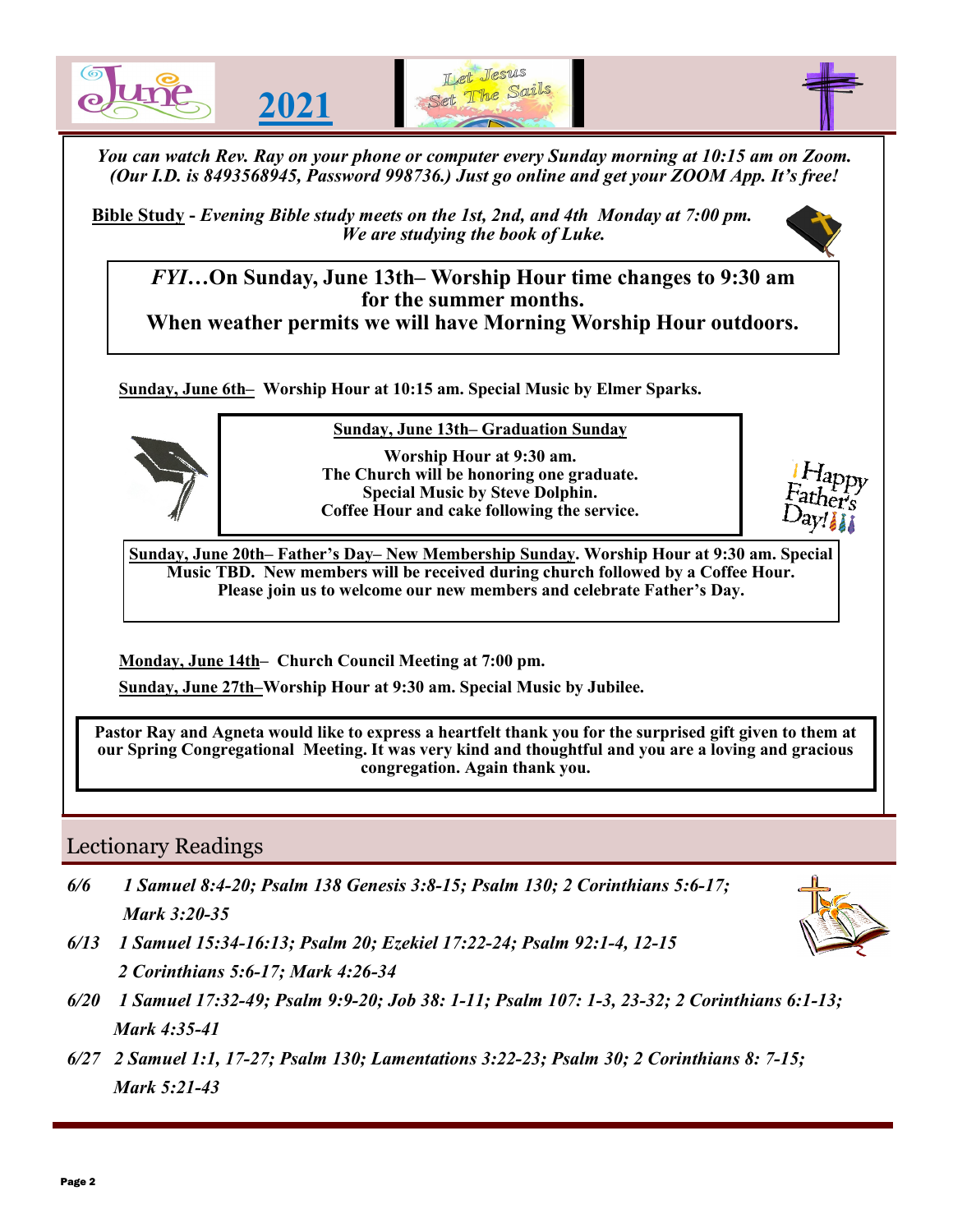# June 2021

*Let Jesus Set The Sails*

*You can watch Rev. Ray on your phone or computer every Sunday morning at 10:15 am on Zoom. (Our I.D. is 8493568945, Password 998736.) Just go online and get your ZOOM App. It's free!*

**Bible Study** - *Evening Bible study meets on the 1st, 2nd, and 4th Monday at 7:00 pm. We are studying the book of Luke.*

***FYI*…On Sunday, June 13th– Worship Hour time changes to 9:30 am for the summer months.**
**When weather permits we will have Morning Worship Hour outdoors.**

**Sunday, June 6th– Worship Hour at 10:15 am. Special Music by Elmer Sparks.**

**Sunday, June 13th– Graduation Sunday**

**Worship Hour at 9:30 am.**
**The Church will be honoring one graduate.**
**Special Music by Steve Dolphin.**
**Coffee Hour and cake following the service.**

Happy Father's Day!

**Sunday, June 20th– Father's Day– New Membership Sunday. Worship Hour at 9:30 am. Special Music TBD. New members will be received during church followed by a Coffee Hour. Please join us to welcome our new members and celebrate Father's Day.**

**Monday, June 14th– Church Council Meeting at 7:00 pm.**

**Sunday, June 27th–Worship Hour at 9:30 am. Special Music by Jubilee.**

**Pastor Ray and Agneta would like to express a heartfelt thank you for the surprised gift given to them at our Spring Congregational Meeting. It was very kind and thoughtful and you are a loving and gracious congregation. Again thank you.**

## Lectionary Readings

*6/6 1 Samuel 8:4-20; Psalm 138 Genesis 3:8-15; Psalm 130; 2 Corinthians 5:6-17; Mark 3:20-35*

*6/13 1 Samuel 15:34-16:13; Psalm 20; Ezekiel 17:22-24; Psalm 92:1-4, 12-15 2 Corinthians 5:6-17; Mark 4:26-34*

*6/20 1 Samuel 17:32-49; Psalm 9:9-20; Job 38: 1-11; Psalm 107: 1-3, 23-32; 2 Corinthians 6:1-13; Mark 4:35-41*

*6/27 2 Samuel 1:1, 17-27; Psalm 130; Lamentations 3:22-23; Psalm 30; 2 Corinthians 8: 7-15; Mark 5:21-43*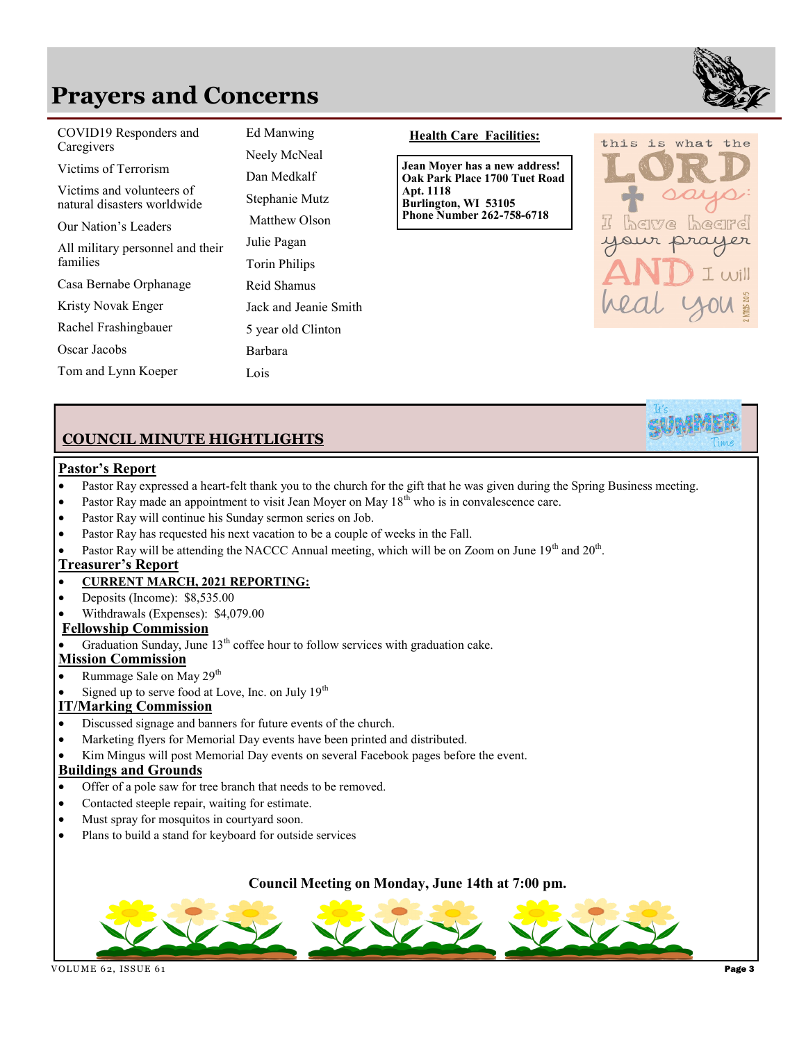# Prayers and Concerns

- COVID19 Responders and Caregivers
- Victims of Terrorism
- Victims and volunteers of natural disasters worldwide
- Our Nation's Leaders
- All military personnel and their families
- Casa Bernabe Orphanage
- Kristy Novak Enger
- Rachel Frashingbauer
- Oscar Jacobs
- Tom and Lynn Koeper
- Ed Manwing
- Neely McNeal
- Dan Medkalf
- Stephanie Mutz
- Matthew Olson
- Julie Pagan
- Torin Philips
- Reid Shamus
- Jack and Jeanie Smith
- 5 year old Clinton
- Barbara
- Lois

**Health Care Facilities:**

**Jean Moyer has a new address!**
**Oak Park Place 1700 Tuet Road**
**Apt. 1118**
**Burlington, WI 53105**
**Phone Number 262-758-6718**

this is what the LORD says: I have heard your prayer AND I will heal you — 2 Kings 20:5

## COUNCIL MINUTE HIGHTLIGHTS

### Pastor's Report

- Pastor Ray expressed a heart-felt thank you to the church for the gift that he was given during the Spring Business meeting.
- Pastor Ray made an appointment to visit Jean Moyer on May 18th who is in convalescence care.
- Pastor Ray will continue his Sunday sermon series on Job.
- Pastor Ray has requested his next vacation to be a couple of weeks in the Fall.
- Pastor Ray will be attending the NACCC Annual meeting, which will be on Zoom on June 19th and 20th.

### Treasurer's Report

- **CURRENT MARCH, 2021 REPORTING:**
- Deposits (Income): $8,535.00
- Withdrawals (Expenses): $4,079.00

### Fellowship Commission

- Graduation Sunday, June 13th coffee hour to follow services with graduation cake.

### Mission Commission

- Rummage Sale on May 29th
- Signed up to serve food at Love, Inc. on July 19th

### IT/Marking Commission

- Discussed signage and banners for future events of the church.
- Marketing flyers for Memorial Day events have been printed and distributed.
- Kim Mingus will post Memorial Day events on several Facebook pages before the event.

### Buildings and Grounds

- Offer of a pole saw for tree branch that needs to be removed.
- Contacted steeple repair, waiting for estimate.
- Must spray for mosquitos in courtyard soon.
- Plans to build a stand for keyboard for outside services

**Council Meeting on Monday, June 14th at 7:00 pm.**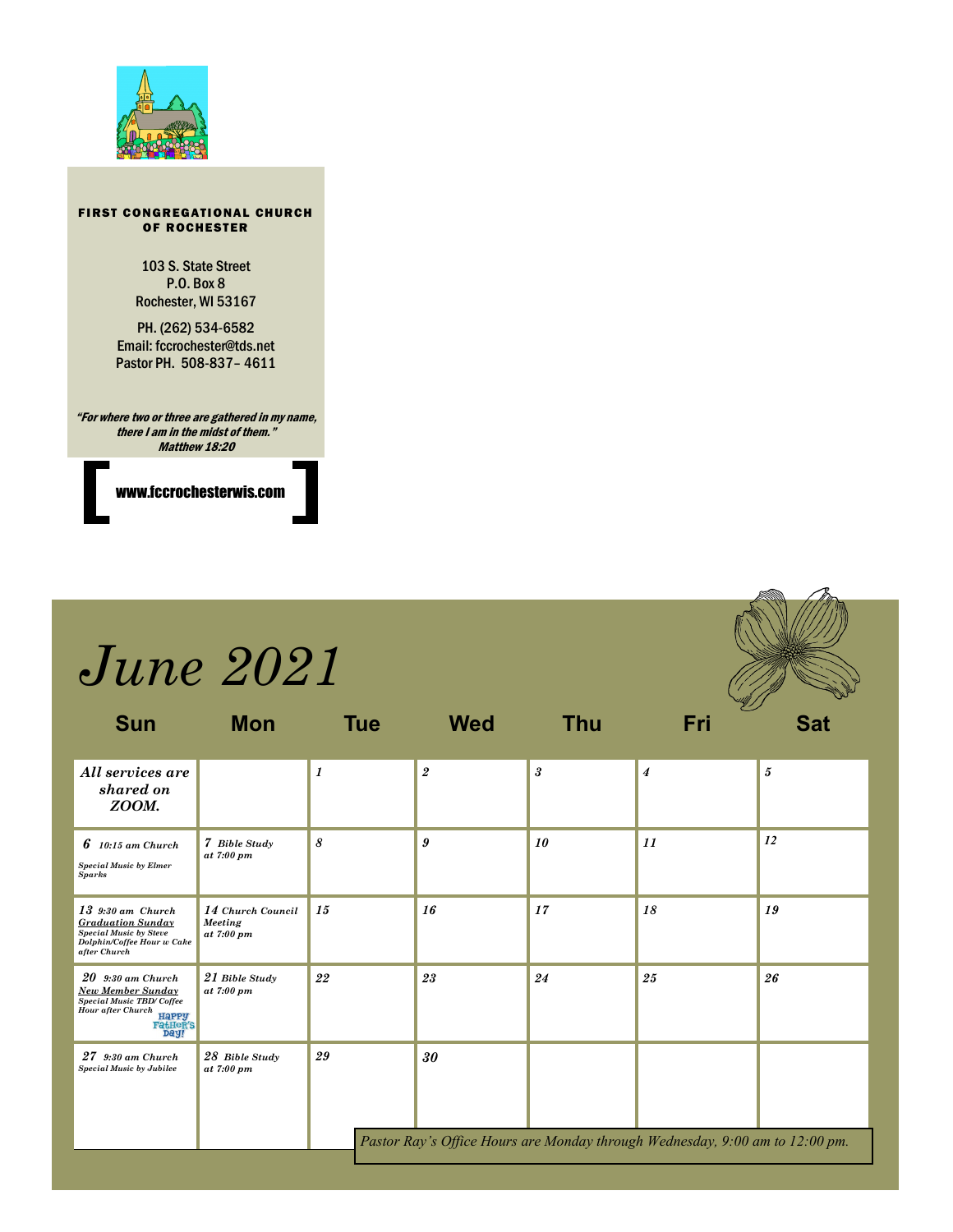**FIRST CONGREGATIONAL CHURCH OF ROCHESTER**

103 S. State Street
P.O. Box 8
Rochester, WI 53167

PH. (262) 534-6582
Email: fccrochester@tds.net
Pastor PH. 508-837– 4611

*"For where two or three are gathered in my name, there I am in the midst of them." Matthew 18:20*

[ www.fccrochesterwis.com ]

# *June 2021*

| Sun | Mon | Tue | Wed | Thu | Fri | Sat |
|---|---|---|---|---|---|---|
| *All services are shared on ZOOM.* | | *1* | *2* | *3* | *4* | *5* |
| *6 10:15 am Church* *Special Music by Elmer Sparks* | *7 Bible Study at 7:00 pm* | *8* | *9* | *10* | *11* | *12* |
| *13 9:30 am Church* ***Graduation Sunday*** *Special Music by Steve Dolphin/Coffee Hour w Cake after Church* | *14 Church Council Meeting at 7:00 pm* | *15* | *16* | *17* | *18* | *19* |
| *20 9:30 am Church* ***New Member Sunday*** *Special Music TBD/ Coffee Hour after Church* Happy Father's Day! | *21 Bible Study at 7:00 pm* | *22* | *23* | *24* | *25* | *26* |
| *27 9:30 am Church* *Special Music by Jubilee* | *28 Bible Study at 7:00 pm* | *29* | *30* | | | |

*Pastor Ray's Office Hours are Monday through Wednesday, 9:00 am to 12:00 pm.*